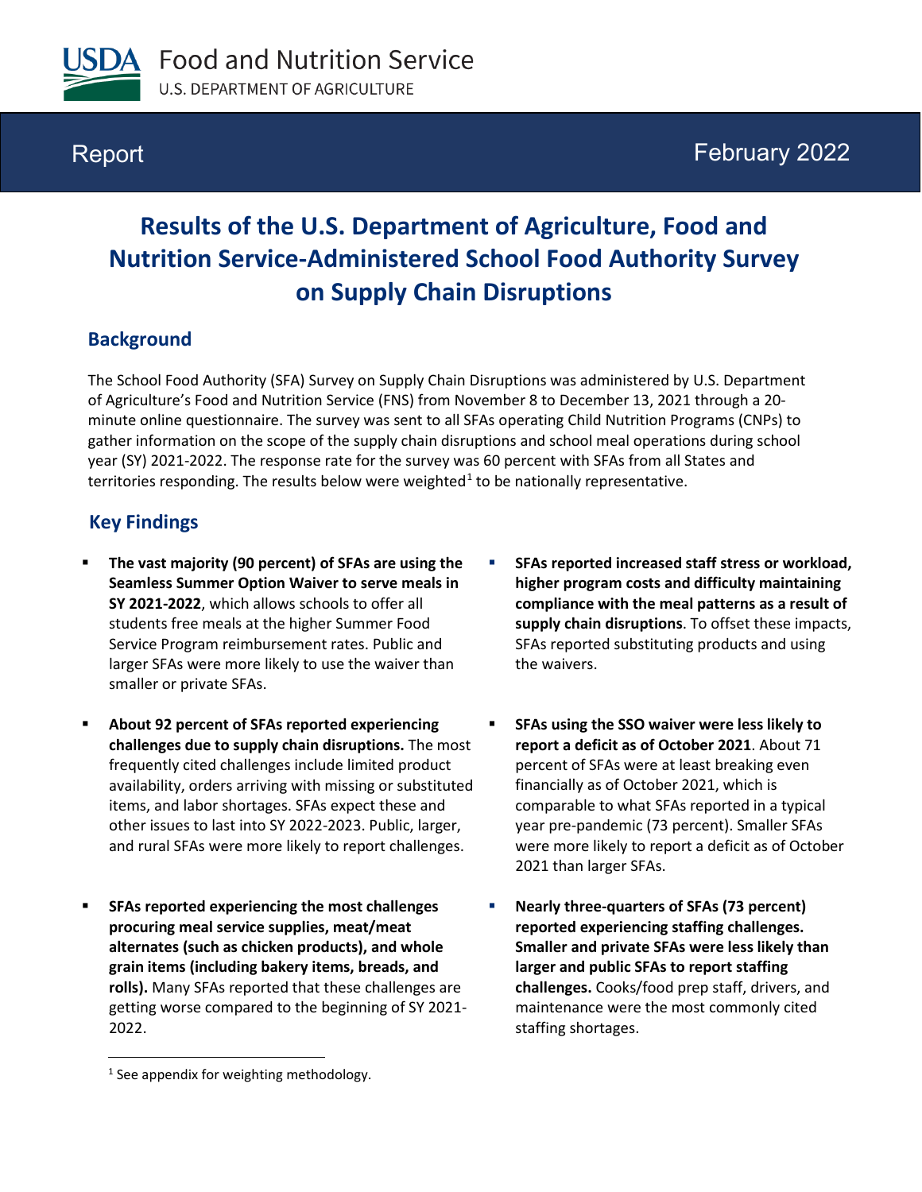USDA Food and Nutrition Service
U.S. DEPARTMENT OF AGRICULTURE

Report

February 2022

# Results of the U.S. Department of Agriculture, Food and Nutrition Service-Administered School Food Authority Survey on Supply Chain Disruptions

## Background

The School Food Authority (SFA) Survey on Supply Chain Disruptions was administered by U.S. Department of Agriculture's Food and Nutrition Service (FNS) from November 8 to December 13, 2021 through a 20-minute online questionnaire. The survey was sent to all SFAs operating Child Nutrition Programs (CNPs) to gather information on the scope of the supply chain disruptions and school meal operations during school year (SY) 2021-2022. The response rate for the survey was 60 percent with SFAs from all States and territories responding. The results below were weighted[1] to be nationally representative.

## Key Findings

- **The vast majority (90 percent) of SFAs are using the Seamless Summer Option Waiver to serve meals in SY 2021-2022**, which allows schools to offer all students free meals at the higher Summer Food Service Program reimbursement rates. Public and larger SFAs were more likely to use the waiver than smaller or private SFAs.

- **About 92 percent of SFAs reported experiencing challenges due to supply chain disruptions.** The most frequently cited challenges include limited product availability, orders arriving with missing or substituted items, and labor shortages. SFAs expect these and other issues to last into SY 2022-2023. Public, larger, and rural SFAs were more likely to report challenges.

- **SFAs reported experiencing the most challenges procuring meal service supplies, meat/meat alternates (such as chicken products), and whole grain items (including bakery items, breads, and rolls).** Many SFAs reported that these challenges are getting worse compared to the beginning of SY 2021-2022.

- **SFAs reported increased staff stress or workload, higher program costs and difficulty maintaining compliance with the meal patterns as a result of supply chain disruptions**. To offset these impacts, SFAs reported substituting products and using the waivers.

- **SFAs using the SSO waiver were less likely to report a deficit as of October 2021**. About 71 percent of SFAs were at least breaking even financially as of October 2021, which is comparable to what SFAs reported in a typical year pre-pandemic (73 percent). Smaller SFAs were more likely to report a deficit as of October 2021 than larger SFAs.

- **Nearly three-quarters of SFAs (73 percent) reported experiencing staffing challenges. Smaller and private SFAs were less likely than larger and public SFAs to report staffing challenges.** Cooks/food prep staff, drivers, and maintenance were the most commonly cited staffing shortages.

[1] See appendix for weighting methodology.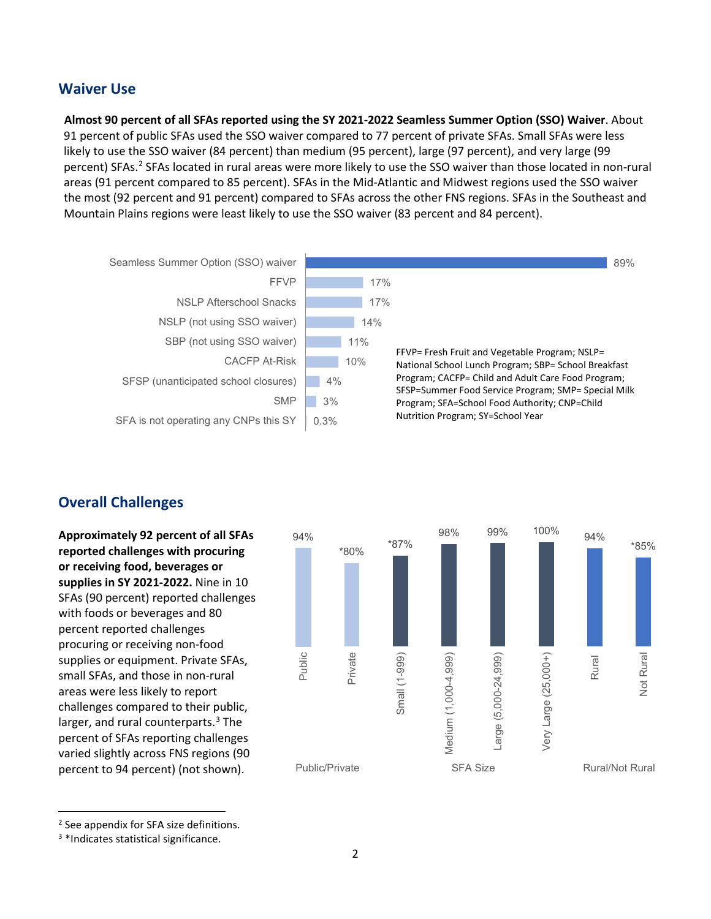## Waiver Use

**Almost 90 percent of all SFAs reported using the SY 2021-2022 Seamless Summer Option (SSO) Waiver**. About 91 percent of public SFAs used the SSO waiver compared to 77 percent of private SFAs. Small SFAs were less likely to use the SSO waiver (84 percent) than medium (95 percent), large (97 percent), and very large (99 percent) SFAs.[2] SFAs located in rural areas were more likely to use the SSO waiver than those located in non-rural areas (91 percent compared to 85 percent). SFAs in the Mid-Atlantic and Midwest regions used the SSO waiver the most (92 percent and 91 percent) compared to SFAs across the other FNS regions. SFAs in the Southeast and Mountain Plains regions were least likely to use the SSO waiver (83 percent and 84 percent).

| Program | Percent |
|---|---|
| Seamless Summer Option (SSO) waiver | 89% |
| FFVP | 17% |
| NSLP Afterschool Snacks | 17% |
| NSLP (not using SSO waiver) | 14% |
| SBP (not using SSO waiver) | 11% |
| CACFP At-Risk | 10% |
| SFSP (unanticipated school closures) | 4% |
| SMP | 3% |
| SFA is not operating any CNPs this SY | 0.3% |

FFVP= Fresh Fruit and Vegetable Program; NSLP= National School Lunch Program; SBP= School Breakfast Program; CACFP= Child and Adult Care Food Program; SFSP=Summer Food Service Program; SMP= Special Milk Program; SFA=School Food Authority; CNP=Child Nutrition Program; SY=School Year

## Overall Challenges

**Approximately 92 percent of all SFAs reported challenges with procuring or receiving food, beverages or supplies in SY 2021-2022.** Nine in 10 SFAs (90 percent) reported challenges with foods or beverages and 80 percent reported challenges procuring or receiving non-food supplies or equipment. Private SFAs, small SFAs, and those in non-rural areas were less likely to report challenges compared to their public, larger, and rural counterparts.[3] The percent of SFAs reporting challenges varied slightly across FNS regions (90 percent to 94 percent) (not shown).

| Group | Category | Percent |
|---|---|---|
| Public/Private | Public | 94% |
| | Private | *80% |
| SFA Size | Small (1-999) | *87% |
| | Medium (1,000-4,999) | 98% |
| | Large (5,000-24,999) | 99% |
| | Very Large (25,000+) | 100% |
| Rural/Not Rural | Rural | 94% |
| | Not Rural | *85% |

[2] See appendix for SFA size definitions.

[3] *Indicates statistical significance.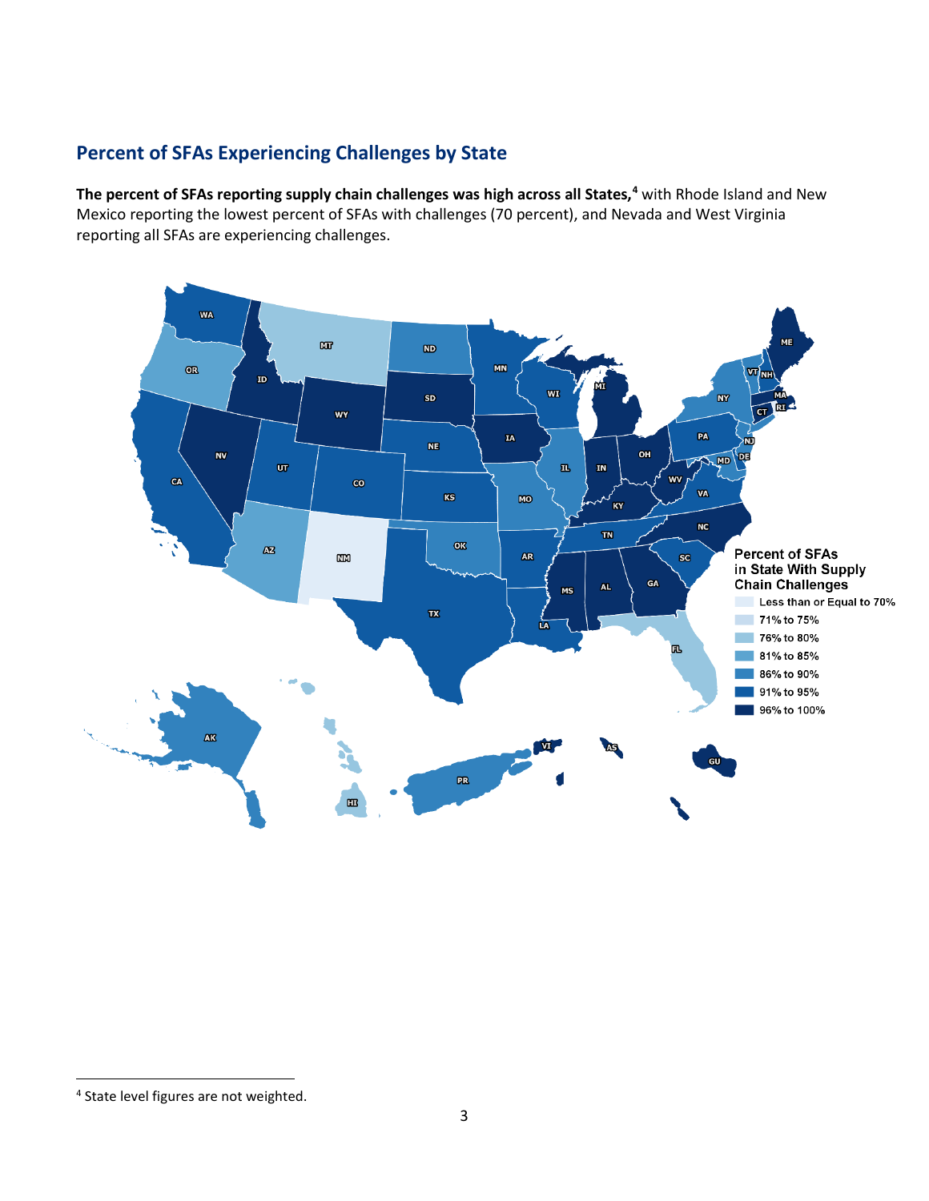## Percent of SFAs Experiencing Challenges by State

**The percent of SFAs reporting supply chain challenges was high across all States,**[4] with Rhode Island and New Mexico reporting the lowest percent of SFAs with challenges (70 percent), and Nevada and West Virginia reporting all SFAs are experiencing challenges.

---

[4] State level figures are not weighted.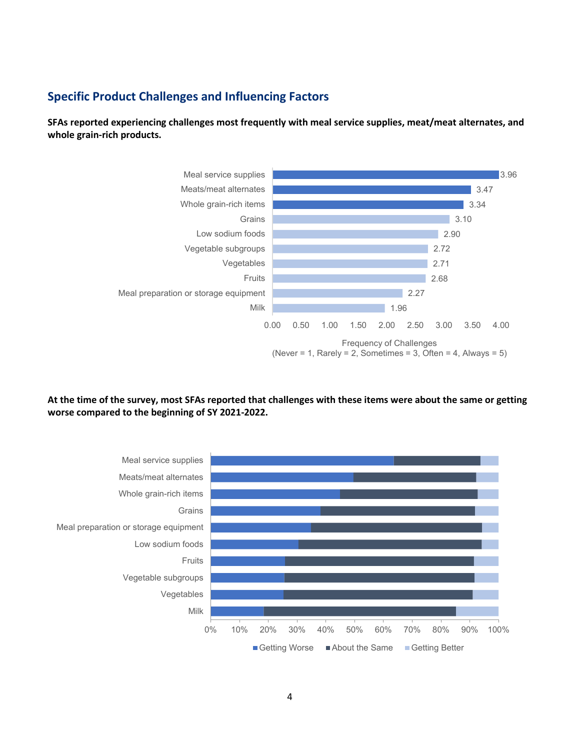## Specific Product Challenges and Influencing Factors

**SFAs reported experiencing challenges most frequently with meal service supplies, meat/meat alternates, and whole grain-rich products.**

| Item | Frequency of Challenges |
|---|---|
| Meal service supplies | 3.96 |
| Meats/meat alternates | 3.47 |
| Whole grain-rich items | 3.34 |
| Grains | 3.10 |
| Low sodium foods | 2.90 |
| Vegetable subgroups | 2.72 |
| Vegetables | 2.71 |
| Fruits | 2.68 |
| Meal preparation or storage equipment | 2.27 |
| Milk | 1.96 |

Frequency of Challenges
(Never = 1, Rarely = 2, Sometimes = 3, Often = 4, Always = 5)

**At the time of the survey, most SFAs reported that challenges with these items were about the same or getting worse compared to the beginning of SY 2021-2022.**

Items shown (Getting Worse / About the Same / Getting Better): Meal service supplies; Meats/meat alternates; Whole grain-rich items; Grains; Meal preparation or storage equipment; Low sodium foods; Fruits; Vegetable subgroups; Vegetables; Milk

Legend: Getting Worse, About the Same, Getting Better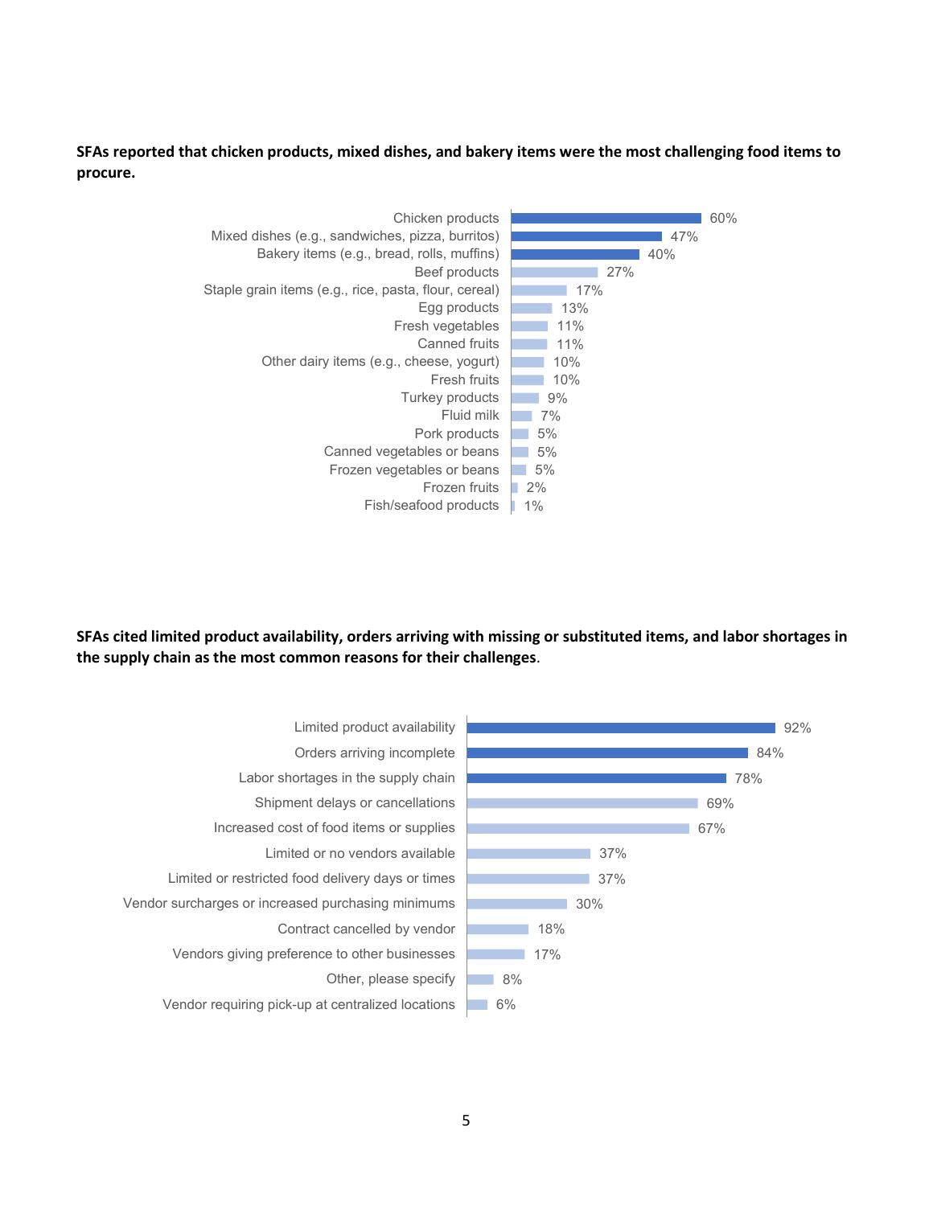**SFAs reported that chicken products, mixed dishes, and bakery items were the most challenging food items to procure.**

| Food item | Percent |
| --- | --- |
| Chicken products | 60% |
| Mixed dishes (e.g., sandwiches, pizza, burritos) | 47% |
| Bakery items (e.g., bread, rolls, muffins) | 40% |
| Beef products | 27% |
| Staple grain items (e.g., rice, pasta, flour, cereal) | 17% |
| Egg products | 13% |
| Fresh vegetables | 11% |
| Canned fruits | 11% |
| Other dairy items (e.g., cheese, yogurt) | 10% |
| Fresh fruits | 10% |
| Turkey products | 9% |
| Fluid milk | 7% |
| Pork products | 5% |
| Canned vegetables or beans | 5% |
| Frozen vegetables or beans | 5% |
| Frozen fruits | 2% |
| Fish/seafood products | 1% |

**SFAs cited limited product availability, orders arriving with missing or substituted items, and labor shortages in the supply chain as the most common reasons for their challenges**.

| Reason | Percent |
| --- | --- |
| Limited product availability | 92% |
| Orders arriving incomplete | 84% |
| Labor shortages in the supply chain | 78% |
| Shipment delays or cancellations | 69% |
| Increased cost of food items or supplies | 67% |
| Limited or no vendors available | 37% |
| Limited or restricted food delivery days or times | 37% |
| Vendor surcharges or increased purchasing minimums | 30% |
| Contract cancelled by vendor | 18% |
| Vendors giving preference to other businesses | 17% |
| Other, please specify | 8% |
| Vendor requiring pick-up at centralized locations | 6% |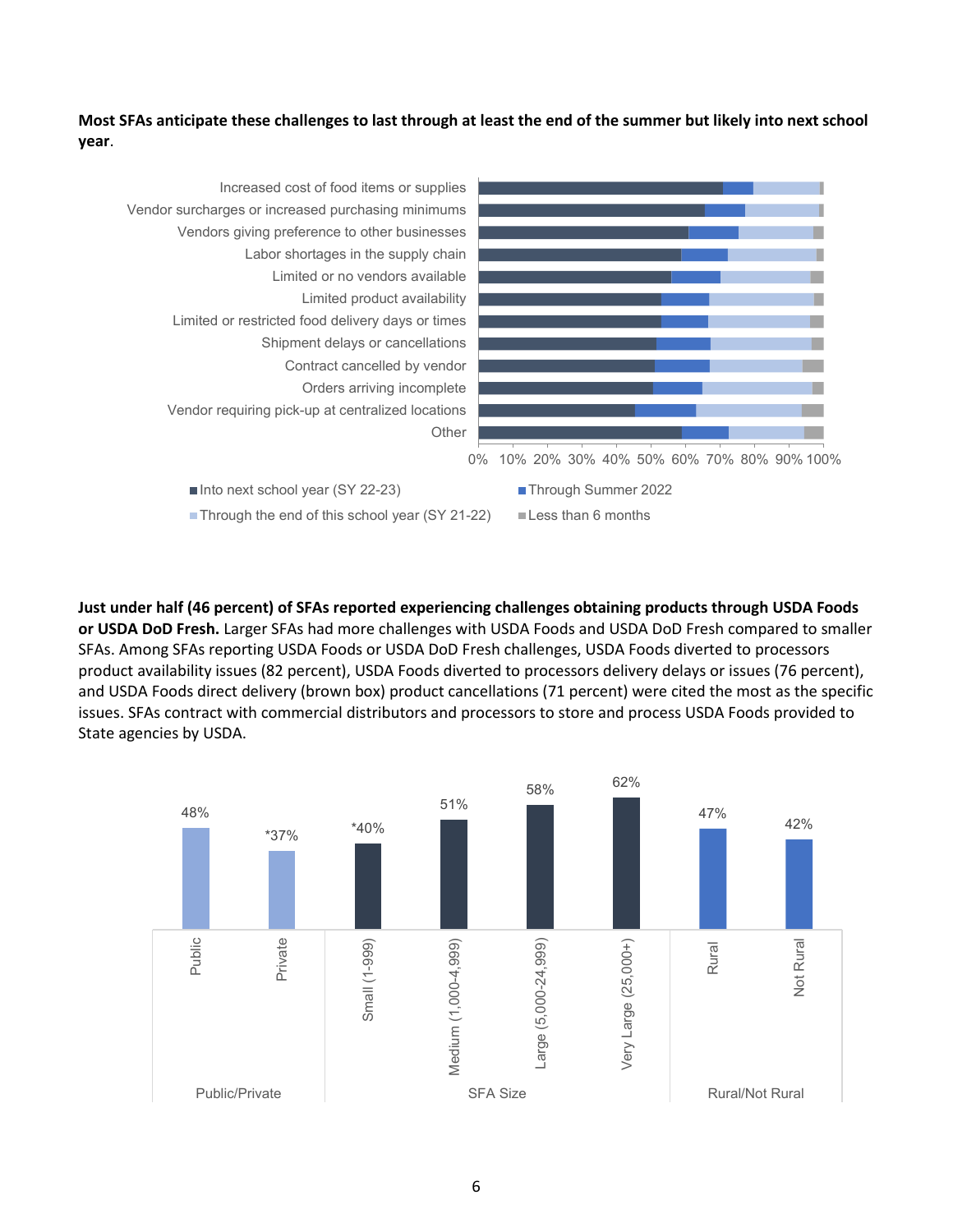**Most SFAs anticipate these challenges to last through at least the end of the summer but likely into next school year**.

Increased cost of food items or supplies
Vendor surcharges or increased purchasing minimums
Vendors giving preference to other businesses
Labor shortages in the supply chain
Limited or no vendors available
Limited product availability
Limited or restricted food delivery days or times
Shipment delays or cancellations
Contract cancelled by vendor
Orders arriving incomplete
Vendor requiring pick-up at centralized locations
Other

0% 10% 20% 30% 40% 50% 60% 70% 80% 90% 100%

Into next school year (SY 22-23)
Through Summer 2022
Through the end of this school year (SY 21-22)
Less than 6 months

**Just under half (46 percent) of SFAs reported experiencing challenges obtaining products through USDA Foods or USDA DoD Fresh.** Larger SFAs had more challenges with USDA Foods and USDA DoD Fresh compared to smaller SFAs. Among SFAs reporting USDA Foods or USDA DoD Fresh challenges, USDA Foods diverted to processors product availability issues (82 percent), USDA Foods diverted to processors delivery delays or issues (76 percent), and USDA Foods direct delivery (brown box) product cancellations (71 percent) were cited the most as the specific issues. SFAs contract with commercial distributors and processors to store and process USDA Foods provided to State agencies by USDA.

48% *37% *40% 51% 58% 62% 47% 42%

Public
Private
Small (1-999)
Medium (1,000-4,999)
Large (5,000-24,999)
Very Large (25,000+)
Rural
Not Rural

Public/Private
SFA Size
Rural/Not Rural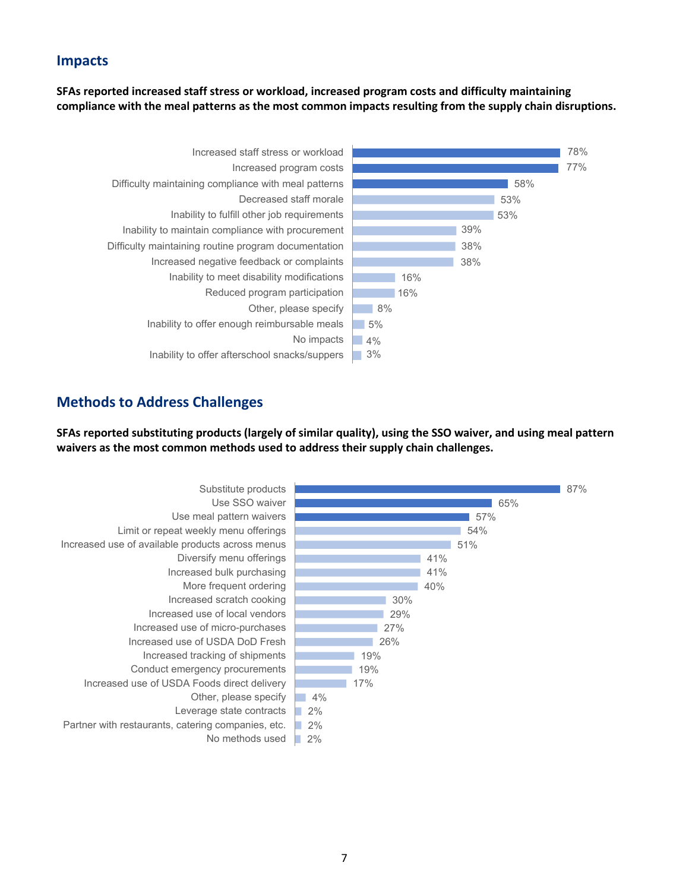## Impacts

**SFAs reported increased staff stress or workload, increased program costs and difficulty maintaining compliance with the meal patterns as the most common impacts resulting from the supply chain disruptions.**

Increased staff stress or workload 78%
Increased program costs 77%
Difficulty maintaining compliance with meal patterns 58%
Decreased staff morale 53%
Inability to fulfill other job requirements 53%
Inability to maintain compliance with procurement 39%
Difficulty maintaining routine program documentation 38%
Increased negative feedback or complaints 38%
Inability to meet disability modifications 16%
Reduced program participation 16%
Other, please specify 8%
Inability to offer enough reimbursable meals 5%
No impacts 4%
Inability to offer afterschool snacks/suppers 3%

## Methods to Address Challenges

**SFAs reported substituting products (largely of similar quality), using the SSO waiver, and using meal pattern waivers as the most common methods used to address their supply chain challenges.**

Substitute products 87%
Use SSO waiver 65%
Use meal pattern waivers 57%
Limit or repeat weekly menu offerings 54%
Increased use of available products across menus 51%
Diversify menu offerings 41%
Increased bulk purchasing 41%
More frequent ordering 40%
Increased scratch cooking 30%
Increased use of local vendors 29%
Increased use of micro-purchases 27%
Increased use of USDA DoD Fresh 26%
Increased tracking of shipments 19%
Conduct emergency procurements 19%
Increased use of USDA Foods direct delivery 17%
Other, please specify 4%
Leverage state contracts 2%
Partner with restaurants, catering companies, etc. 2%
No methods used 2%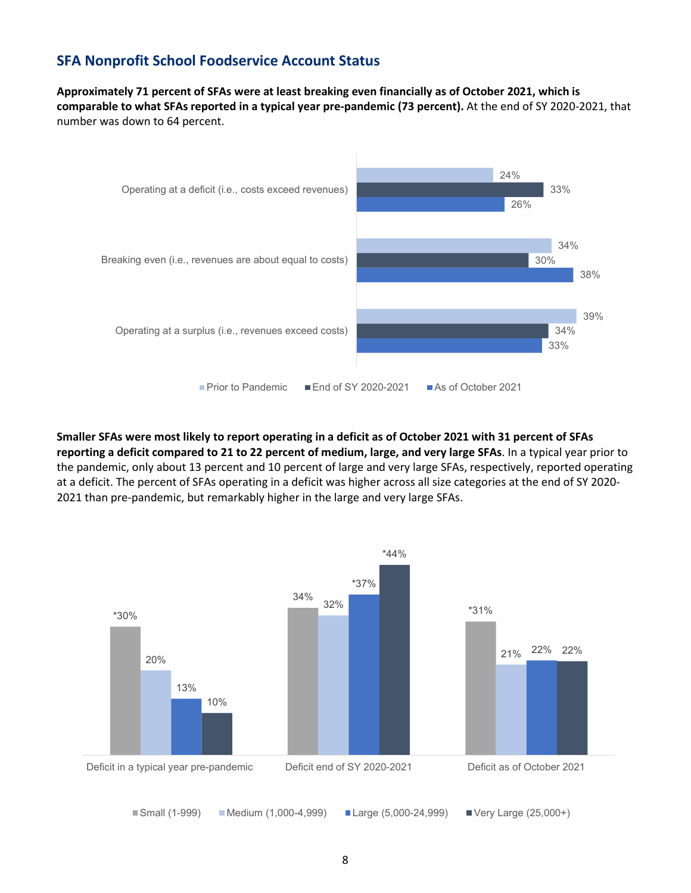## SFA Nonprofit School Foodservice Account Status

**Approximately 71 percent of SFAs were at least breaking even financially as of October 2021, which is comparable to what SFAs reported in a typical year pre-pandemic (73 percent).** At the end of SY 2020-2021, that number was down to 64 percent.

Operating at a deficit (i.e., costs exceed revenues)
24%
33%
26%

Breaking even (i.e., revenues are about equal to costs)
34%
30%
38%

Operating at a surplus (i.e., revenues exceed costs)
39%
34%
33%

Prior to Pandemic
End of SY 2020-2021
As of October 2021

**Smaller SFAs were most likely to report operating in a deficit as of October 2021 with 31 percent of SFAs reporting a deficit compared to 21 to 22 percent of medium, large, and very large SFAs**. In a typical year prior to the pandemic, only about 13 percent and 10 percent of large and very large SFAs, respectively, reported operating at a deficit. The percent of SFAs operating in a deficit was higher across all size categories at the end of SY 2020-2021 than pre-pandemic, but remarkably higher in the large and very large SFAs.

Deficit in a typical year pre-pandemic
*30%
20%
13%
10%

Deficit end of SY 2020-2021
34%
32%
*37%
*44%

Deficit as of October 2021
*31%
21%
22%
22%

Small (1-999)
Medium (1,000-4,999)
Large (5,000-24,999)
Very Large (25,000+)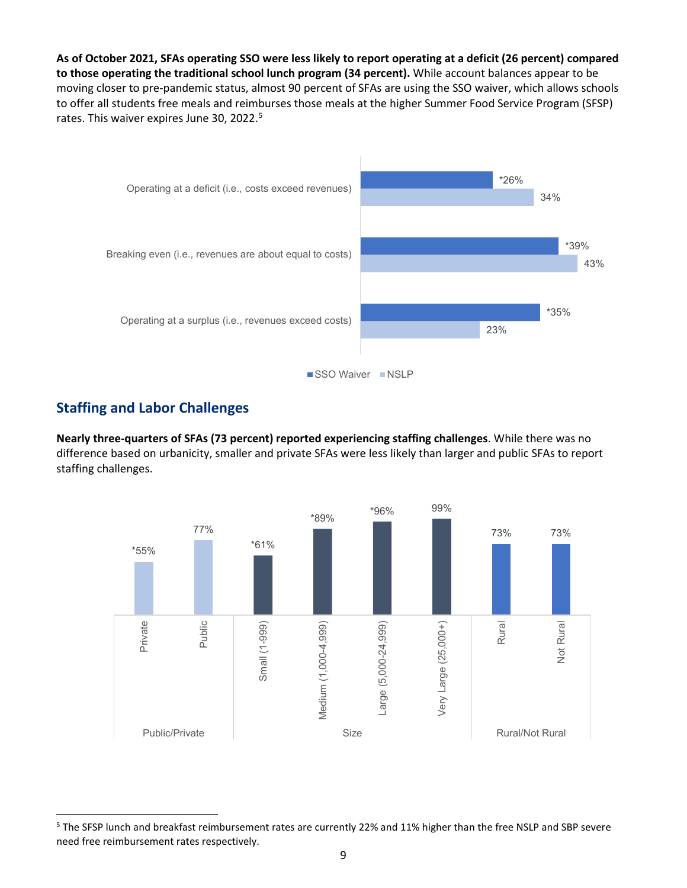**As of October 2021, SFAs operating SSO were less likely to report operating at a deficit (26 percent) compared to those operating the traditional school lunch program (34 percent).** While account balances appear to be moving closer to pre-pandemic status, almost 90 percent of SFAs are using the SSO waiver, which allows schools to offer all students free meals and reimburses those meals at the higher Summer Food Service Program (SFSP) rates. This waiver expires June 30, 2022.[5]

Operating at a deficit (i.e., costs exceed revenues)
*26%
34%

Breaking even (i.e., revenues are about equal to costs)
*39%
43%

Operating at a surplus (i.e., revenues exceed costs)
*35%
23%

SSO Waiver NSLP

## Staffing and Labor Challenges

**Nearly three-quarters of SFAs (73 percent) reported experiencing staffing challenges**. While there was no difference based on urbanicity, smaller and private SFAs were less likely than larger and public SFAs to report staffing challenges.

*55%
77%
*61%
*89%
*96%
99%
73%
73%

Private
Public
Small (1-999)
Medium (1,000-4,999)
Large (5,000-24,999)
Very Large (25,000+)
Rural
Not Rural

Public/Private
Size
Rural/Not Rural

[5] The SFSP lunch and breakfast reimbursement rates are currently 22% and 11% higher than the free NSLP and SBP severe need free reimbursement rates respectively.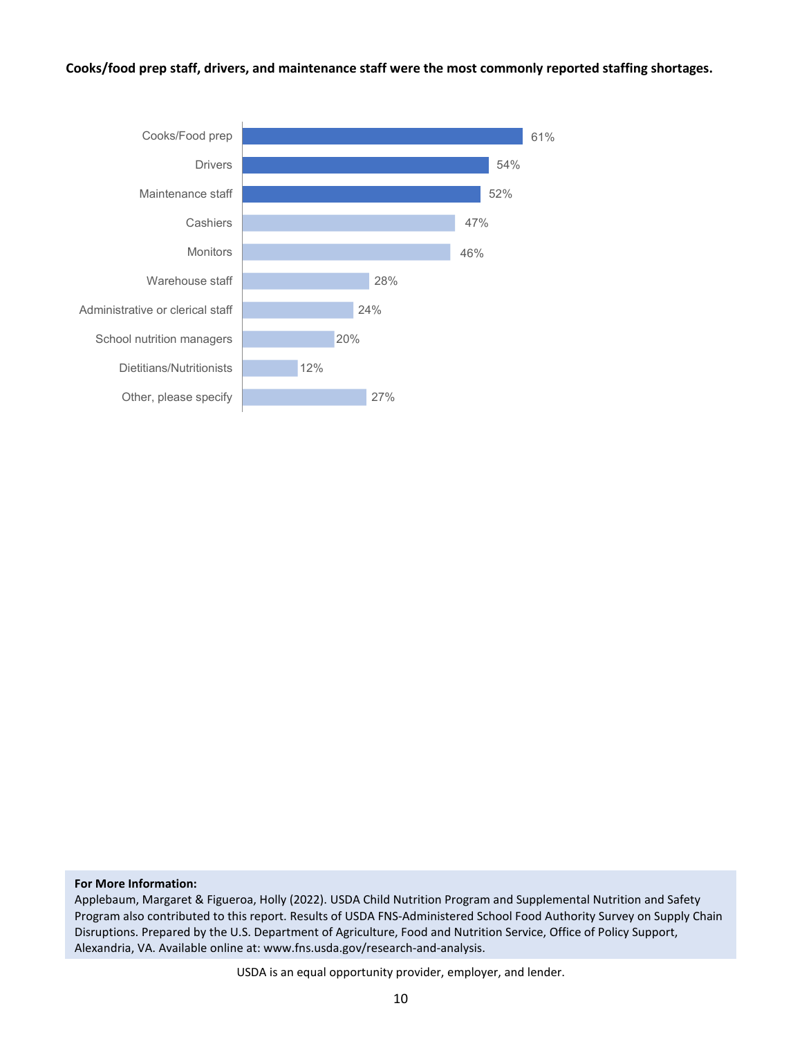**Cooks/food prep staff, drivers, and maintenance staff were the most commonly reported staffing shortages.**

Cooks/Food prep 61%

Drivers 54%

Maintenance staff 52%

Cashiers 47%

Monitors 46%

Warehouse staff 28%

Administrative or clerical staff 24%

School nutrition managers 20%

Dietitians/Nutritionists 12%

Other, please specify 27%

**For More Information:**

Applebaum, Margaret & Figueroa, Holly (2022). USDA Child Nutrition Program and Supplemental Nutrition and Safety Program also contributed to this report. Results of USDA FNS-Administered School Food Authority Survey on Supply Chain Disruptions. Prepared by the U.S. Department of Agriculture, Food and Nutrition Service, Office of Policy Support, Alexandria, VA. Available online at: www.fns.usda.gov/research-and-analysis.

USDA is an equal opportunity provider, employer, and lender.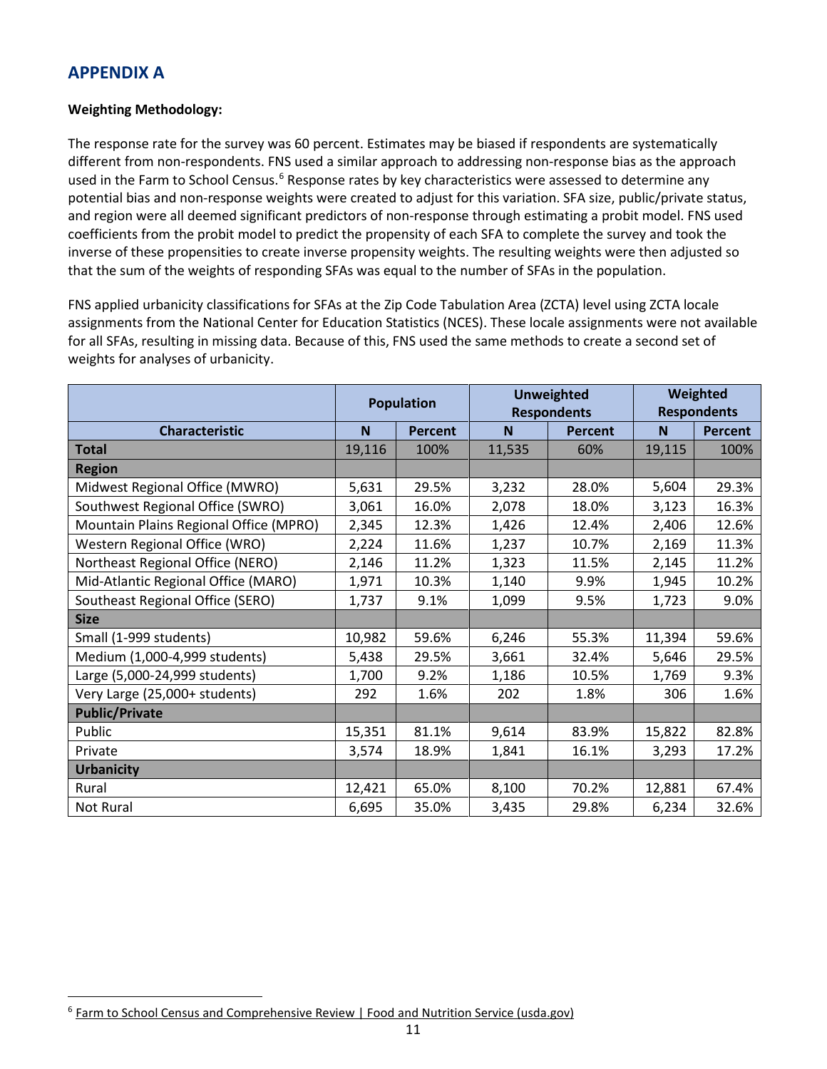## APPENDIX A

**Weighting Methodology:**

The response rate for the survey was 60 percent. Estimates may be biased if respondents are systematically different from non-respondents. FNS used a similar approach to addressing non-response bias as the approach used in the Farm to School Census.[6] Response rates by key characteristics were assessed to determine any potential bias and non-response weights were created to adjust for this variation. SFA size, public/private status, and region were all deemed significant predictors of non-response through estimating a probit model. FNS used coefficients from the probit model to predict the propensity of each SFA to complete the survey and took the inverse of these propensities to create inverse propensity weights. The resulting weights were then adjusted so that the sum of the weights of responding SFAs was equal to the number of SFAs in the population.

FNS applied urbanicity classifications for SFAs at the Zip Code Tabulation Area (ZCTA) level using ZCTA locale assignments from the National Center for Education Statistics (NCES). These locale assignments were not available for all SFAs, resulting in missing data. Because of this, FNS used the same methods to create a second set of weights for analyses of urbanicity.

| | Population | | Unweighted Respondents | | Weighted Respondents | |
|---|---|---|---|---|---|---|
| **Characteristic** | **N** | **Percent** | **N** | **Percent** | **N** | **Percent** |
| **Total** | 19,116 | 100% | 11,535 | 60% | 19,115 | 100% |
| **Region** | | | | | | |
| Midwest Regional Office (MWRO) | 5,631 | 29.5% | 3,232 | 28.0% | 5,604 | 29.3% |
| Southwest Regional Office (SWRO) | 3,061 | 16.0% | 2,078 | 18.0% | 3,123 | 16.3% |
| Mountain Plains Regional Office (MPRO) | 2,345 | 12.3% | 1,426 | 12.4% | 2,406 | 12.6% |
| Western Regional Office (WRO) | 2,224 | 11.6% | 1,237 | 10.7% | 2,169 | 11.3% |
| Northeast Regional Office (NERO) | 2,146 | 11.2% | 1,323 | 11.5% | 2,145 | 11.2% |
| Mid-Atlantic Regional Office (MARO) | 1,971 | 10.3% | 1,140 | 9.9% | 1,945 | 10.2% |
| Southeast Regional Office (SERO) | 1,737 | 9.1% | 1,099 | 9.5% | 1,723 | 9.0% |
| **Size** | | | | | | |
| Small (1-999 students) | 10,982 | 59.6% | 6,246 | 55.3% | 11,394 | 59.6% |
| Medium (1,000-4,999 students) | 5,438 | 29.5% | 3,661 | 32.4% | 5,646 | 29.5% |
| Large (5,000-24,999 students) | 1,700 | 9.2% | 1,186 | 10.5% | 1,769 | 9.3% |
| Very Large (25,000+ students) | 292 | 1.6% | 202 | 1.8% | 306 | 1.6% |
| **Public/Private** | | | | | | |
| Public | 15,351 | 81.1% | 9,614 | 83.9% | 15,822 | 82.8% |
| Private | 3,574 | 18.9% | 1,841 | 16.1% | 3,293 | 17.2% |
| **Urbanicity** | | | | | | |
| Rural | 12,421 | 65.0% | 8,100 | 70.2% | 12,881 | 67.4% |
| Not Rural | 6,695 | 35.0% | 3,435 | 29.8% | 6,234 | 32.6% |

[6] Farm to School Census and Comprehensive Review | Food and Nutrition Service (usda.gov)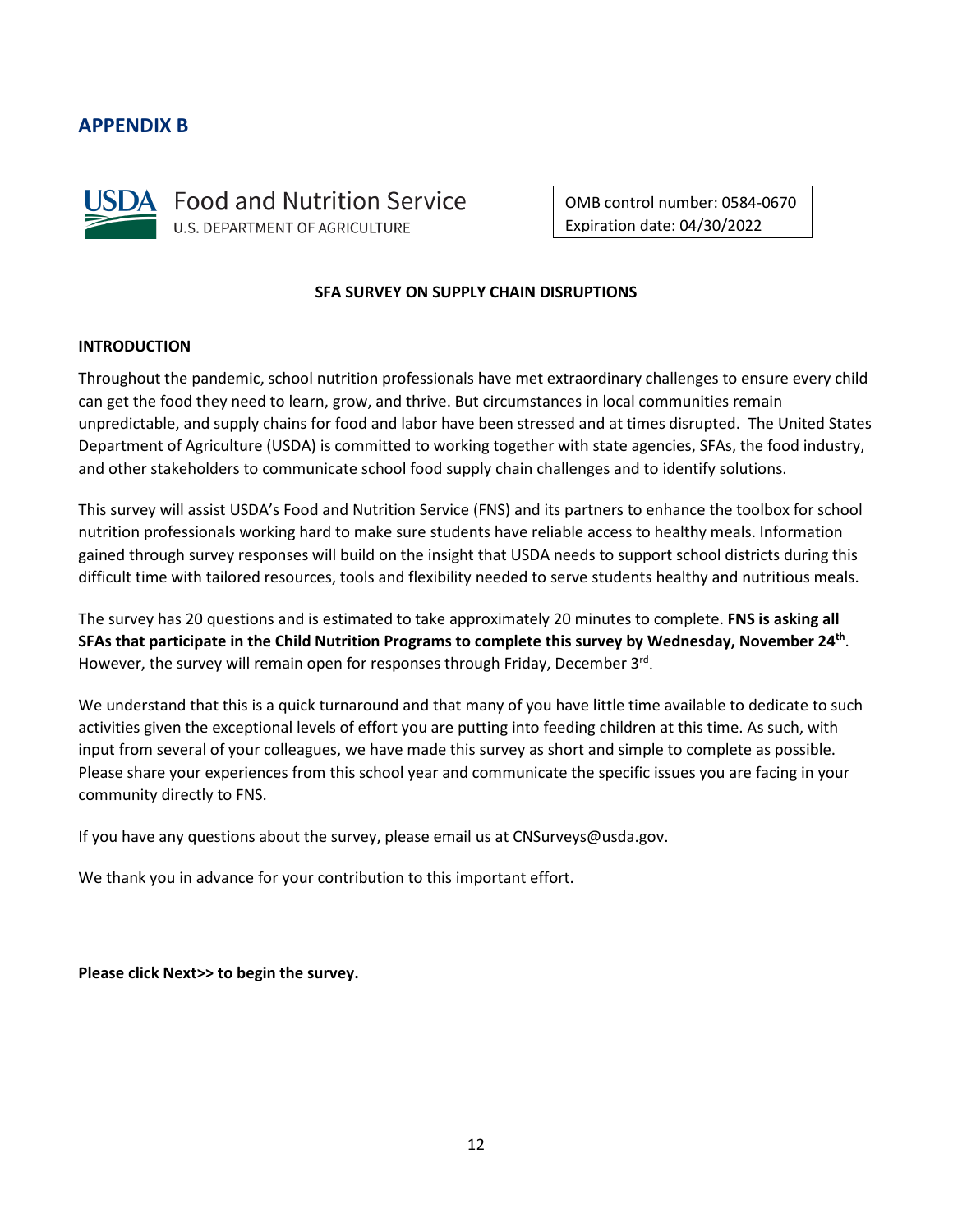## APPENDIX B

USDA Food and Nutrition Service
U.S. DEPARTMENT OF AGRICULTURE

OMB control number: 0584-0670
Expiration date: 04/30/2022

**SFA SURVEY ON SUPPLY CHAIN DISRUPTIONS**

**INTRODUCTION**

Throughout the pandemic, school nutrition professionals have met extraordinary challenges to ensure every child can get the food they need to learn, grow, and thrive. But circumstances in local communities remain unpredictable, and supply chains for food and labor have been stressed and at times disrupted. The United States Department of Agriculture (USDA) is committed to working together with state agencies, SFAs, the food industry, and other stakeholders to communicate school food supply chain challenges and to identify solutions.

This survey will assist USDA's Food and Nutrition Service (FNS) and its partners to enhance the toolbox for school nutrition professionals working hard to make sure students have reliable access to healthy meals. Information gained through survey responses will build on the insight that USDA needs to support school districts during this difficult time with tailored resources, tools and flexibility needed to serve students healthy and nutritious meals.

The survey has 20 questions and is estimated to take approximately 20 minutes to complete. **FNS is asking all SFAs that participate in the Child Nutrition Programs to complete this survey by Wednesday, November 24th**. However, the survey will remain open for responses through Friday, December 3rd.

We understand that this is a quick turnaround and that many of you have little time available to dedicate to such activities given the exceptional levels of effort you are putting into feeding children at this time. As such, with input from several of your colleagues, we have made this survey as short and simple to complete as possible. Please share your experiences from this school year and communicate the specific issues you are facing in your community directly to FNS.

If you have any questions about the survey, please email us at CNSurveys@usda.gov.

We thank you in advance for your contribution to this important effort.

**Please click Next>> to begin the survey.**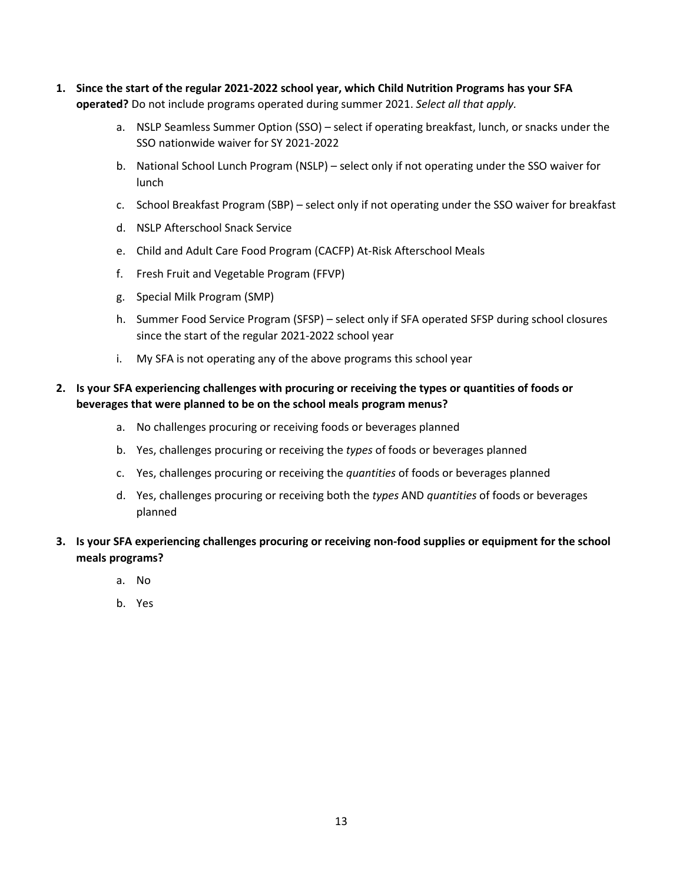1. **Since the start of the regular 2021-2022 school year, which Child Nutrition Programs has your SFA operated?** Do not include programs operated during summer 2021. *Select all that apply.*

    a. NSLP Seamless Summer Option (SSO) – select if operating breakfast, lunch, or snacks under the SSO nationwide waiver for SY 2021-2022

    b. National School Lunch Program (NSLP) – select only if not operating under the SSO waiver for lunch

    c. School Breakfast Program (SBP) – select only if not operating under the SSO waiver for breakfast

    d. NSLP Afterschool Snack Service

    e. Child and Adult Care Food Program (CACFP) At-Risk Afterschool Meals

    f. Fresh Fruit and Vegetable Program (FFVP)

    g. Special Milk Program (SMP)

    h. Summer Food Service Program (SFSP) – select only if SFA operated SFSP during school closures since the start of the regular 2021-2022 school year

    i. My SFA is not operating any of the above programs this school year

2. **Is your SFA experiencing challenges with procuring or receiving the types or quantities of foods or beverages that were planned to be on the school meals program menus?**

    a. No challenges procuring or receiving foods or beverages planned

    b. Yes, challenges procuring or receiving the *types* of foods or beverages planned

    c. Yes, challenges procuring or receiving the *quantities* of foods or beverages planned

    d. Yes, challenges procuring or receiving both the *types* AND *quantities* of foods or beverages planned

3. **Is your SFA experiencing challenges procuring or receiving non-food supplies or equipment for the school meals programs?**

    a. No

    b. Yes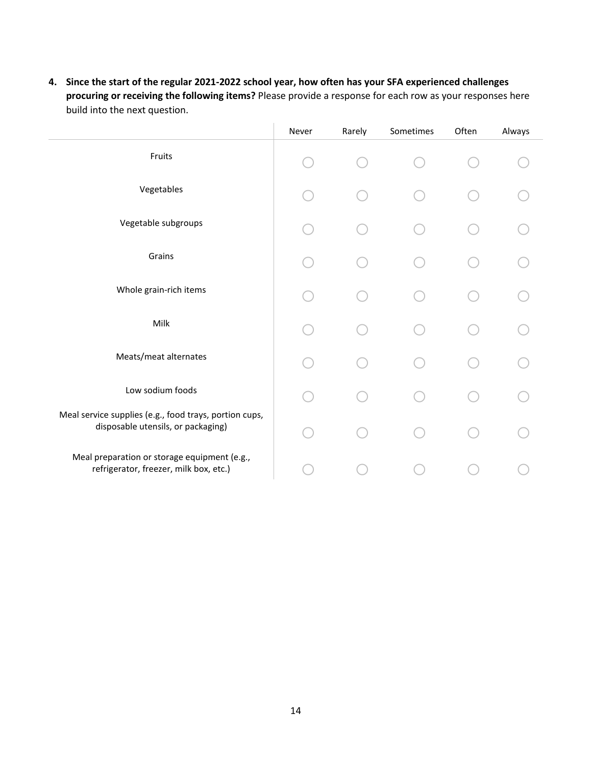4. **Since the start of the regular 2021-2022 school year, how often has your SFA experienced challenges procuring or receiving the following items?** Please provide a response for each row as your responses here build into the next question.

| | Never | Rarely | Sometimes | Often | Always |
|---|---|---|---|---|---|
| Fruits | ○ | ○ | ○ | ○ | ○ |
| Vegetables | ○ | ○ | ○ | ○ | ○ |
| Vegetable subgroups | ○ | ○ | ○ | ○ | ○ |
| Grains | ○ | ○ | ○ | ○ | ○ |
| Whole grain-rich items | ○ | ○ | ○ | ○ | ○ |
| Milk | ○ | ○ | ○ | ○ | ○ |
| Meats/meat alternates | ○ | ○ | ○ | ○ | ○ |
| Low sodium foods | ○ | ○ | ○ | ○ | ○ |
| Meal service supplies (e.g., food trays, portion cups, disposable utensils, or packaging) | ○ | ○ | ○ | ○ | ○ |
| Meal preparation or storage equipment (e.g., refrigerator, freezer, milk box, etc.) | ○ | ○ | ○ | ○ | ○ |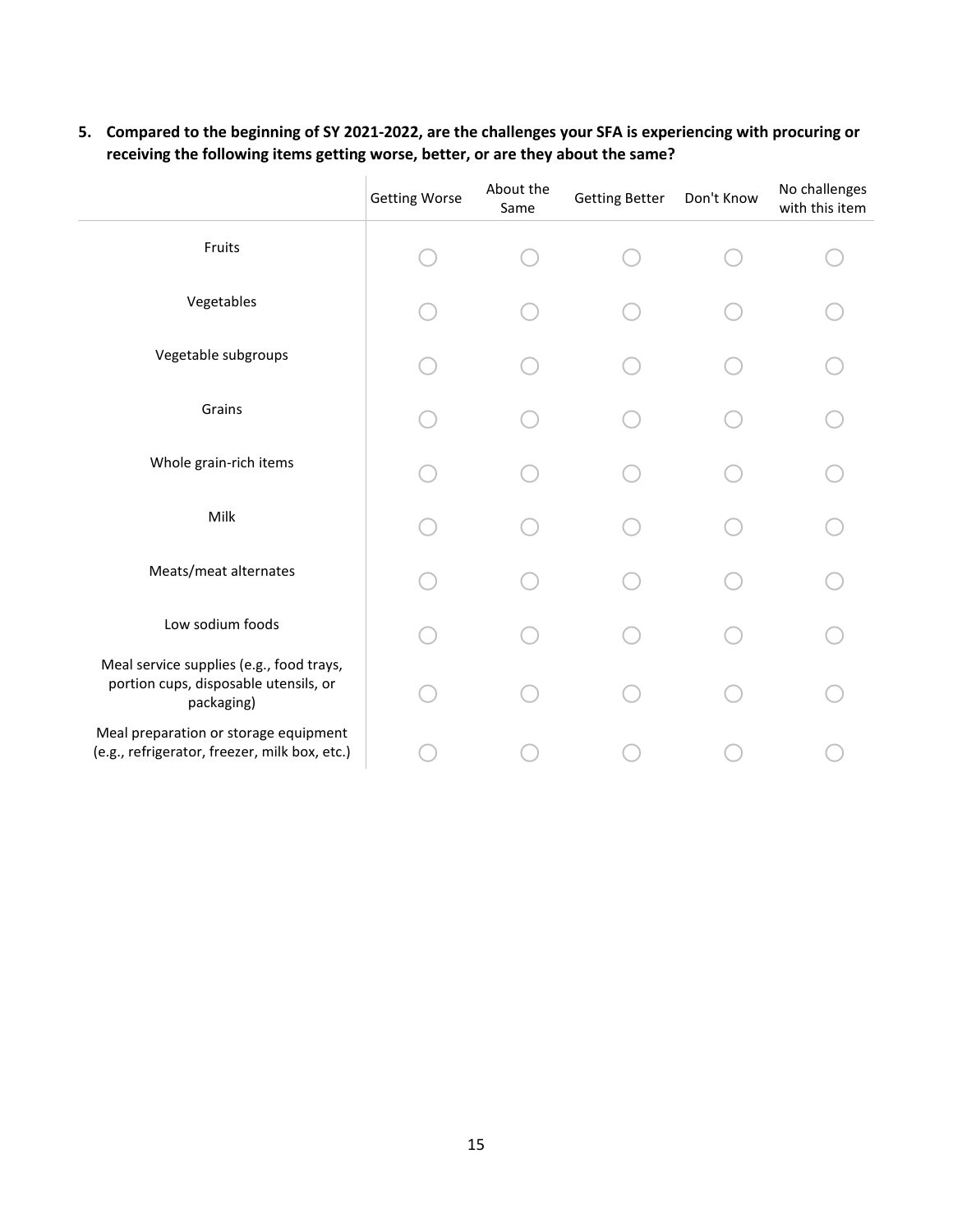**5. Compared to the beginning of SY 2021-2022, are the challenges your SFA is experiencing with procuring or receiving the following items getting worse, better, or are they about the same?**

| | Getting Worse | About the Same | Getting Better | Don't Know | No challenges with this item |
|---|---|---|---|---|---|
| Fruits | ◯ | ◯ | ◯ | ◯ | ◯ |
| Vegetables | ◯ | ◯ | ◯ | ◯ | ◯ |
| Vegetable subgroups | ◯ | ◯ | ◯ | ◯ | ◯ |
| Grains | ◯ | ◯ | ◯ | ◯ | ◯ |
| Whole grain-rich items | ◯ | ◯ | ◯ | ◯ | ◯ |
| Milk | ◯ | ◯ | ◯ | ◯ | ◯ |
| Meats/meat alternates | ◯ | ◯ | ◯ | ◯ | ◯ |
| Low sodium foods | ◯ | ◯ | ◯ | ◯ | ◯ |
| Meal service supplies (e.g., food trays, portion cups, disposable utensils, or packaging) | ◯ | ◯ | ◯ | ◯ | ◯ |
| Meal preparation or storage equipment (e.g., refrigerator, freezer, milk box, etc.) | ◯ | ◯ | ◯ | ◯ | ◯ |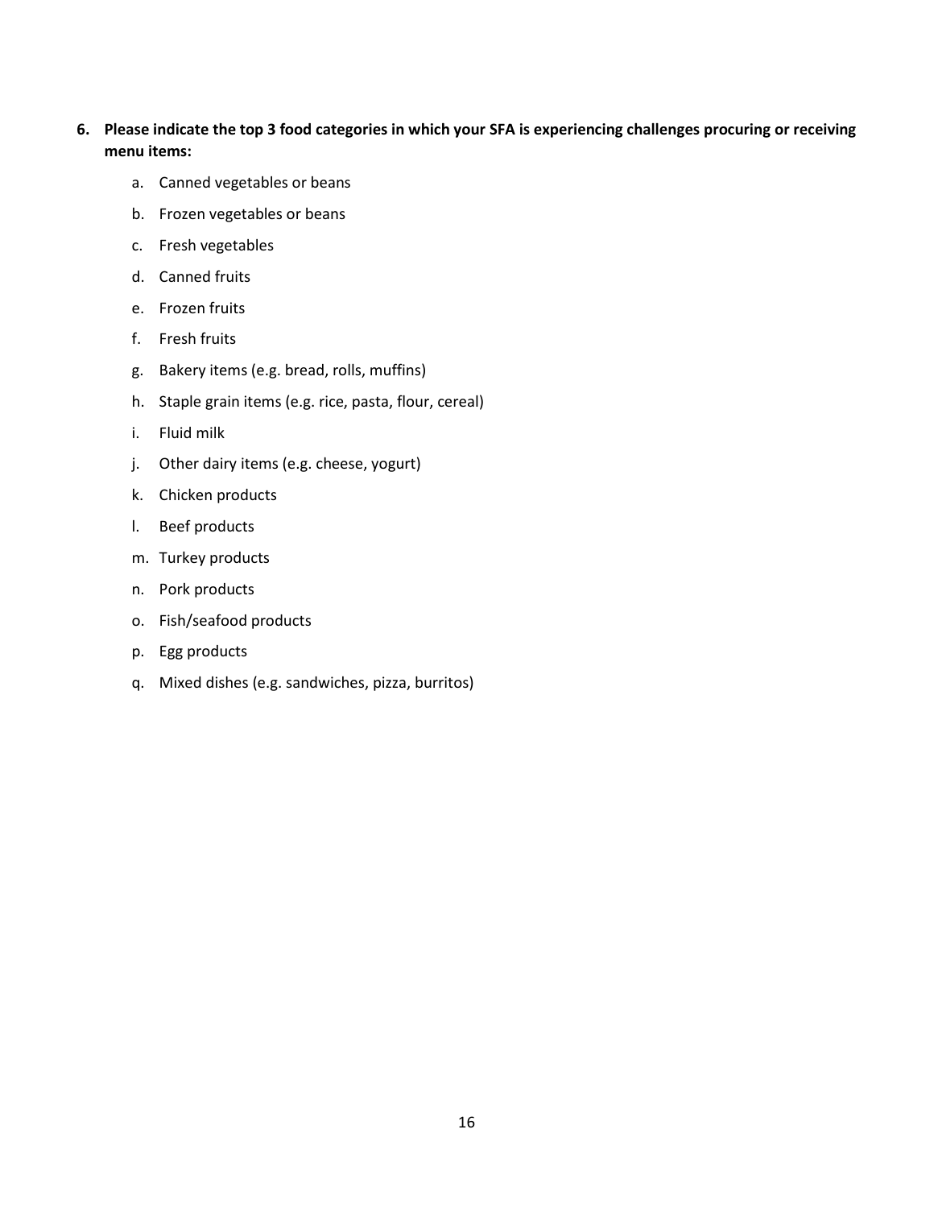6. **Please indicate the top 3 food categories in which your SFA is experiencing challenges procuring or receiving menu items:**

   a. Canned vegetables or beans

   b. Frozen vegetables or beans

   c. Fresh vegetables

   d. Canned fruits

   e. Frozen fruits

   f. Fresh fruits

   g. Bakery items (e.g. bread, rolls, muffins)

   h. Staple grain items (e.g. rice, pasta, flour, cereal)

   i. Fluid milk

   j. Other dairy items (e.g. cheese, yogurt)

   k. Chicken products

   l. Beef products

   m. Turkey products

   n. Pork products

   o. Fish/seafood products

   p. Egg products

   q. Mixed dishes (e.g. sandwiches, pizza, burritos)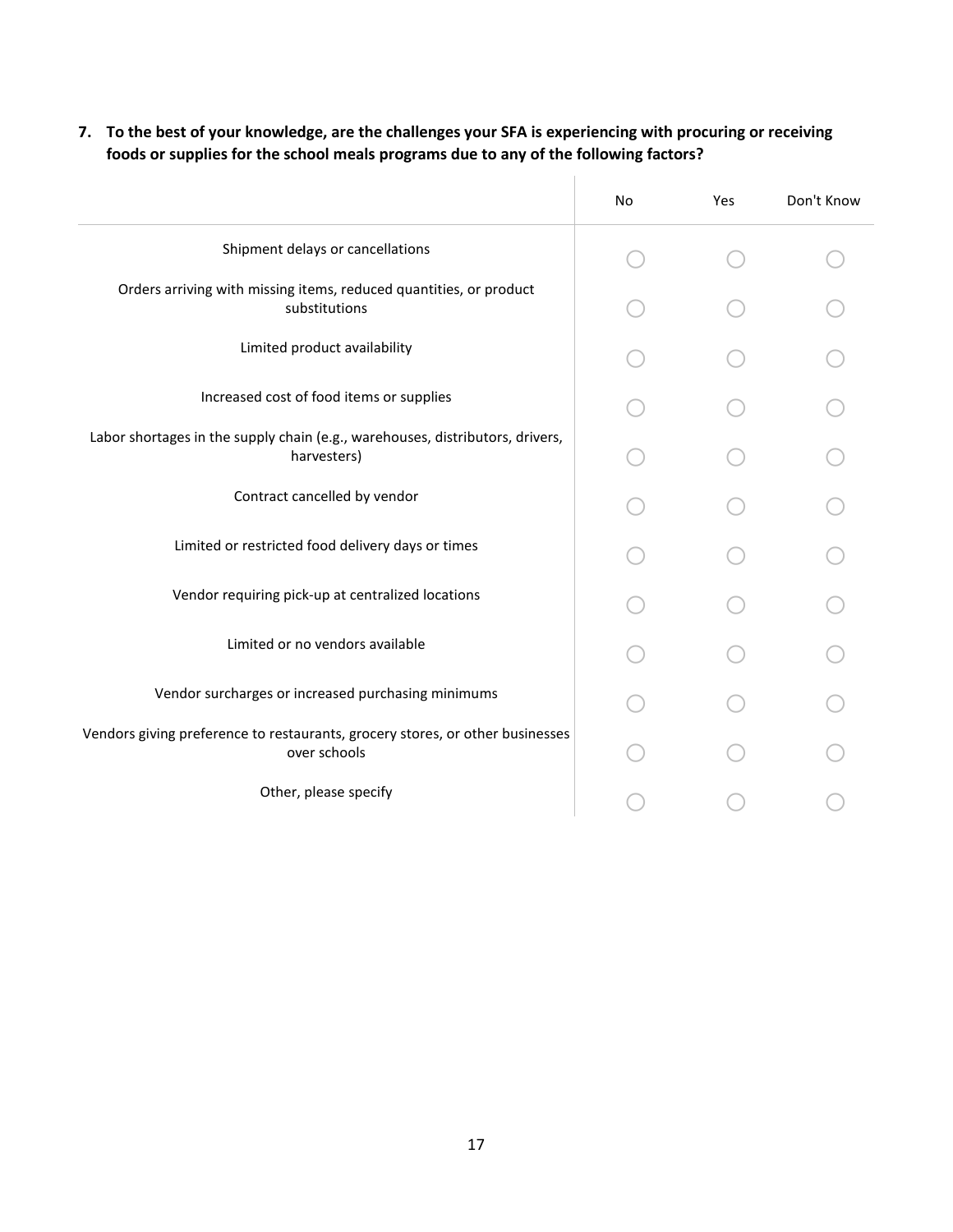**7. To the best of your knowledge, are the challenges your SFA is experiencing with procuring or receiving foods or supplies for the school meals programs due to any of the following factors?**

| | No | Yes | Don't Know |
|---|---|---|---|
| Shipment delays or cancellations | ◯ | ◯ | ◯ |
| Orders arriving with missing items, reduced quantities, or product substitutions | ◯ | ◯ | ◯ |
| Limited product availability | ◯ | ◯ | ◯ |
| Increased cost of food items or supplies | ◯ | ◯ | ◯ |
| Labor shortages in the supply chain (e.g., warehouses, distributors, drivers, harvesters) | ◯ | ◯ | ◯ |
| Contract cancelled by vendor | ◯ | ◯ | ◯ |
| Limited or restricted food delivery days or times | ◯ | ◯ | ◯ |
| Vendor requiring pick-up at centralized locations | ◯ | ◯ | ◯ |
| Limited or no vendors available | ◯ | ◯ | ◯ |
| Vendor surcharges or increased purchasing minimums | ◯ | ◯ | ◯ |
| Vendors giving preference to restaurants, grocery stores, or other businesses over schools | ◯ | ◯ | ◯ |
| Other, please specify | ◯ | ◯ | ◯ |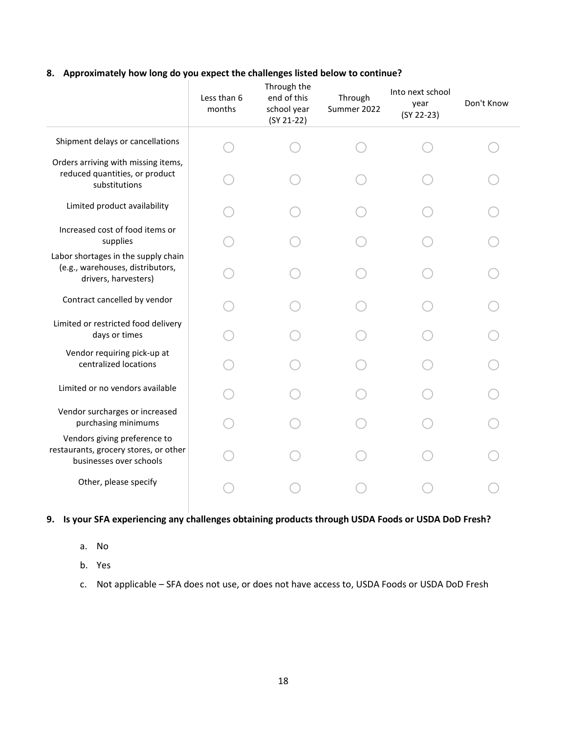**8. Approximately how long do you expect the challenges listed below to continue?**

| | Less than 6 months | Through the end of this school year (SY 21-22) | Through Summer 2022 | Into next school year (SY 22-23) | Don't Know |
|---|---|---|---|---|---|
| Shipment delays or cancellations | ◯ | ◯ | ◯ | ◯ | ◯ |
| Orders arriving with missing items, reduced quantities, or product substitutions | ◯ | ◯ | ◯ | ◯ | ◯ |
| Limited product availability | ◯ | ◯ | ◯ | ◯ | ◯ |
| Increased cost of food items or supplies | ◯ | ◯ | ◯ | ◯ | ◯ |
| Labor shortages in the supply chain (e.g., warehouses, distributors, drivers, harvesters) | ◯ | ◯ | ◯ | ◯ | ◯ |
| Contract cancelled by vendor | ◯ | ◯ | ◯ | ◯ | ◯ |
| Limited or restricted food delivery days or times | ◯ | ◯ | ◯ | ◯ | ◯ |
| Vendor requiring pick-up at centralized locations | ◯ | ◯ | ◯ | ◯ | ◯ |
| Limited or no vendors available | ◯ | ◯ | ◯ | ◯ | ◯ |
| Vendor surcharges or increased purchasing minimums | ◯ | ◯ | ◯ | ◯ | ◯ |
| Vendors giving preference to restaurants, grocery stores, or other businesses over schools | ◯ | ◯ | ◯ | ◯ | ◯ |
| Other, please specify | ◯ | ◯ | ◯ | ◯ | ◯ |

**9. Is your SFA experiencing any challenges obtaining products through USDA Foods or USDA DoD Fresh?**

a. No

b. Yes

c. Not applicable – SFA does not use, or does not have access to, USDA Foods or USDA DoD Fresh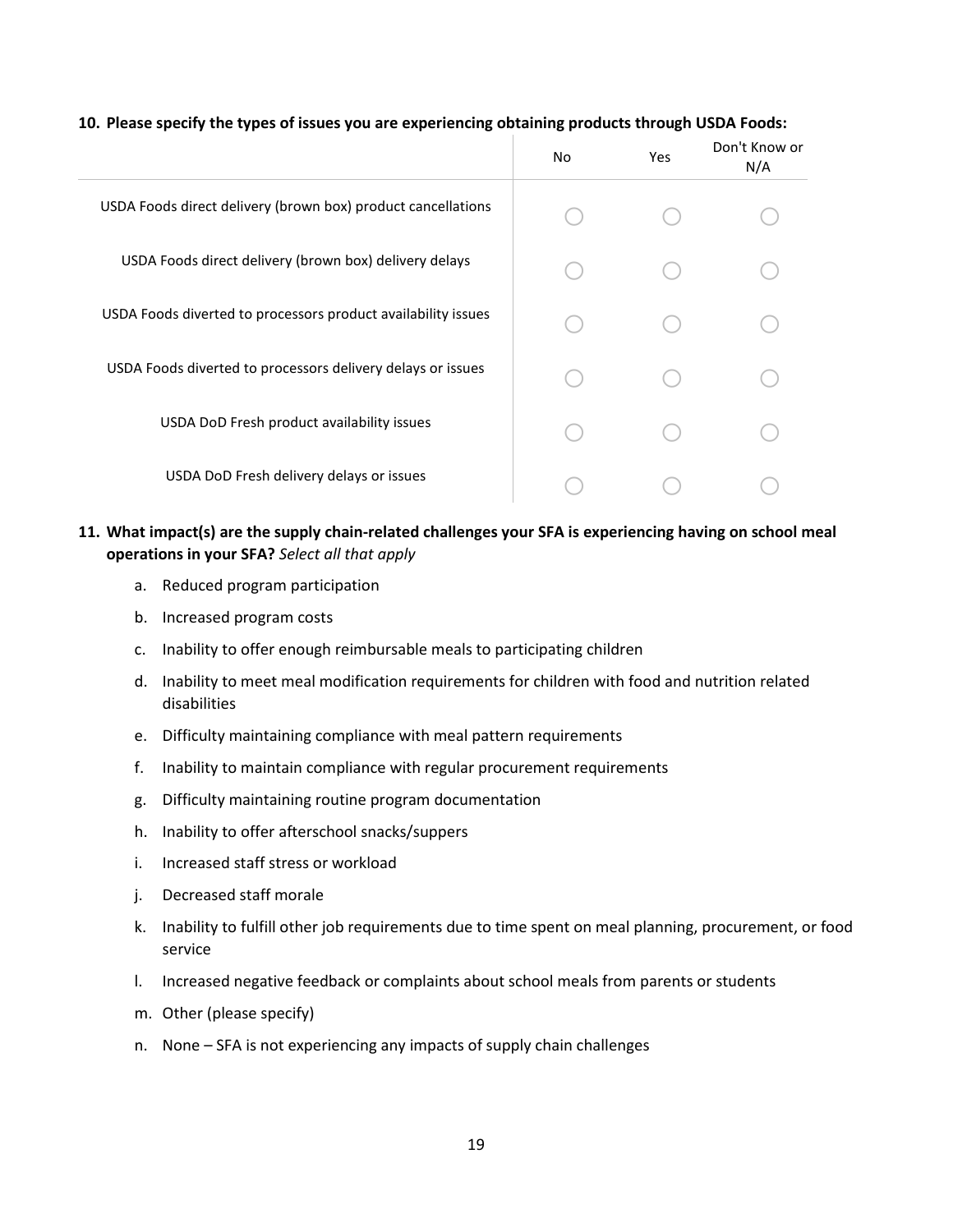**10. Please specify the types of issues you are experiencing obtaining products through USDA Foods:**

| | No | Yes | Don't Know or N/A |
|---|---|---|---|
| USDA Foods direct delivery (brown box) product cancellations | ◯ | ◯ | ◯ |
| USDA Foods direct delivery (brown box) delivery delays | ◯ | ◯ | ◯ |
| USDA Foods diverted to processors product availability issues | ◯ | ◯ | ◯ |
| USDA Foods diverted to processors delivery delays or issues | ◯ | ◯ | ◯ |
| USDA DoD Fresh product availability issues | ◯ | ◯ | ◯ |
| USDA DoD Fresh delivery delays or issues | ◯ | ◯ | ◯ |

**11. What impact(s) are the supply chain-related challenges your SFA is experiencing having on school meal operations in your SFA?** *Select all that apply*

a. Reduced program participation

b. Increased program costs

c. Inability to offer enough reimbursable meals to participating children

d. Inability to meet meal modification requirements for children with food and nutrition related disabilities

e. Difficulty maintaining compliance with meal pattern requirements

f. Inability to maintain compliance with regular procurement requirements

g. Difficulty maintaining routine program documentation

h. Inability to offer afterschool snacks/suppers

i. Increased staff stress or workload

j. Decreased staff morale

k. Inability to fulfill other job requirements due to time spent on meal planning, procurement, or food service

l. Increased negative feedback or complaints about school meals from parents or students

m. Other (please specify)

n. None – SFA is not experiencing any impacts of supply chain challenges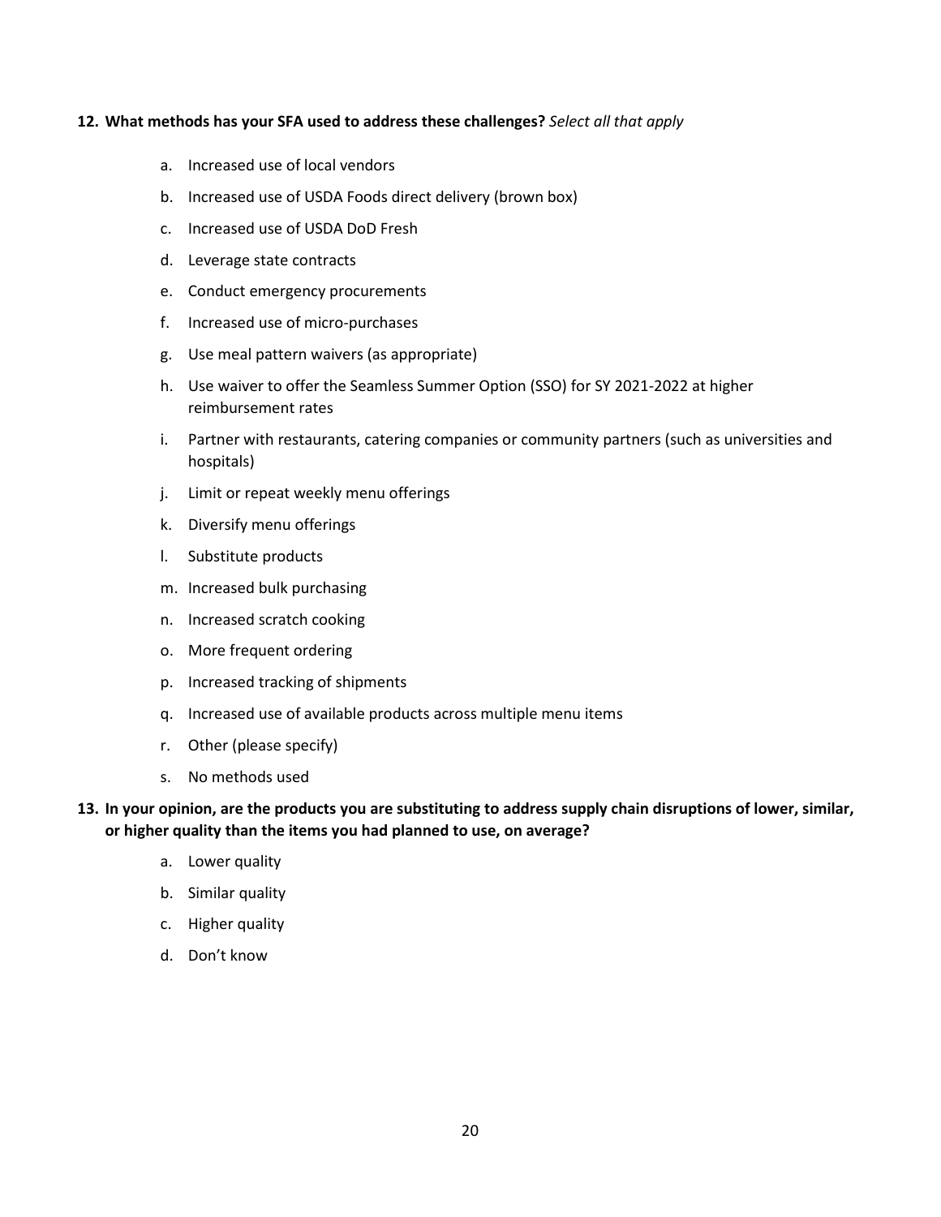**12. What methods has your SFA used to address these challenges?** *Select all that apply*

a. Increased use of local vendors

b. Increased use of USDA Foods direct delivery (brown box)

c. Increased use of USDA DoD Fresh

d. Leverage state contracts

e. Conduct emergency procurements

f. Increased use of micro-purchases

g. Use meal pattern waivers (as appropriate)

h. Use waiver to offer the Seamless Summer Option (SSO) for SY 2021-2022 at higher reimbursement rates

i. Partner with restaurants, catering companies or community partners (such as universities and hospitals)

j. Limit or repeat weekly menu offerings

k. Diversify menu offerings

l. Substitute products

m. Increased bulk purchasing

n. Increased scratch cooking

o. More frequent ordering

p. Increased tracking of shipments

q. Increased use of available products across multiple menu items

r. Other (please specify)

s. No methods used

**13. In your opinion, are the products you are substituting to address supply chain disruptions of lower, similar, or higher quality than the items you had planned to use, on average?**

a. Lower quality

b. Similar quality

c. Higher quality

d. Don't know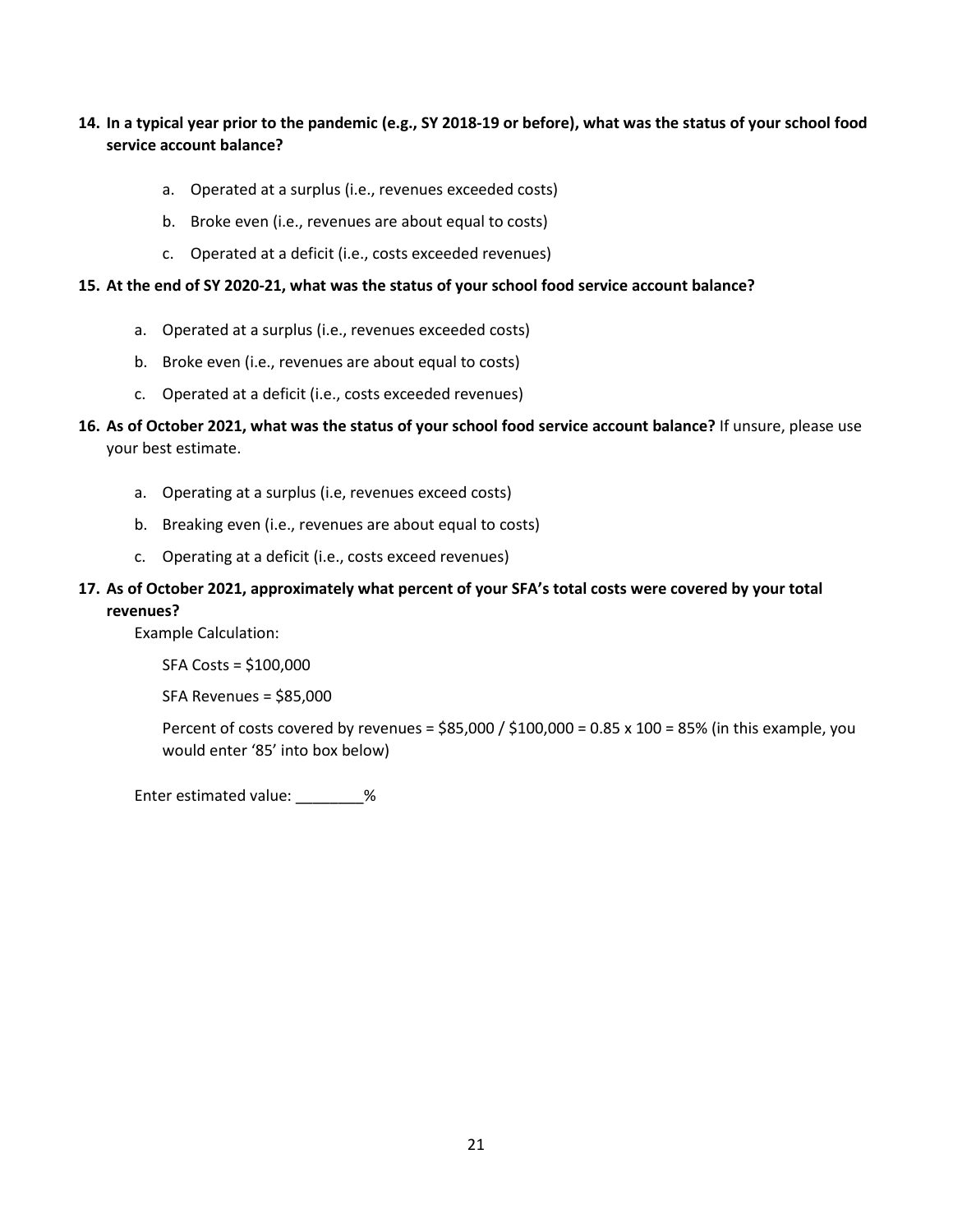**14. In a typical year prior to the pandemic (e.g., SY 2018-19 or before), what was the status of your school food service account balance?**

a. Operated at a surplus (i.e., revenues exceeded costs)

b. Broke even (i.e., revenues are about equal to costs)

c. Operated at a deficit (i.e., costs exceeded revenues)

**15. At the end of SY 2020-21, what was the status of your school food service account balance?**

a. Operated at a surplus (i.e., revenues exceeded costs)

b. Broke even (i.e., revenues are about equal to costs)

c. Operated at a deficit (i.e., costs exceeded revenues)

**16. As of October 2021, what was the status of your school food service account balance?** If unsure, please use your best estimate.

a. Operating at a surplus (i.e, revenues exceed costs)

b. Breaking even (i.e., revenues are about equal to costs)

c. Operating at a deficit (i.e., costs exceed revenues)

**17. As of October 2021, approximately what percent of your SFA's total costs were covered by your total revenues?**

Example Calculation:

SFA Costs = $100,000

SFA Revenues = $85,000

Percent of costs covered by revenues = $85,000 / $100,000 = 0.85 x 100 = 85% (in this example, you would enter '85' into box below)

Enter estimated value: ________%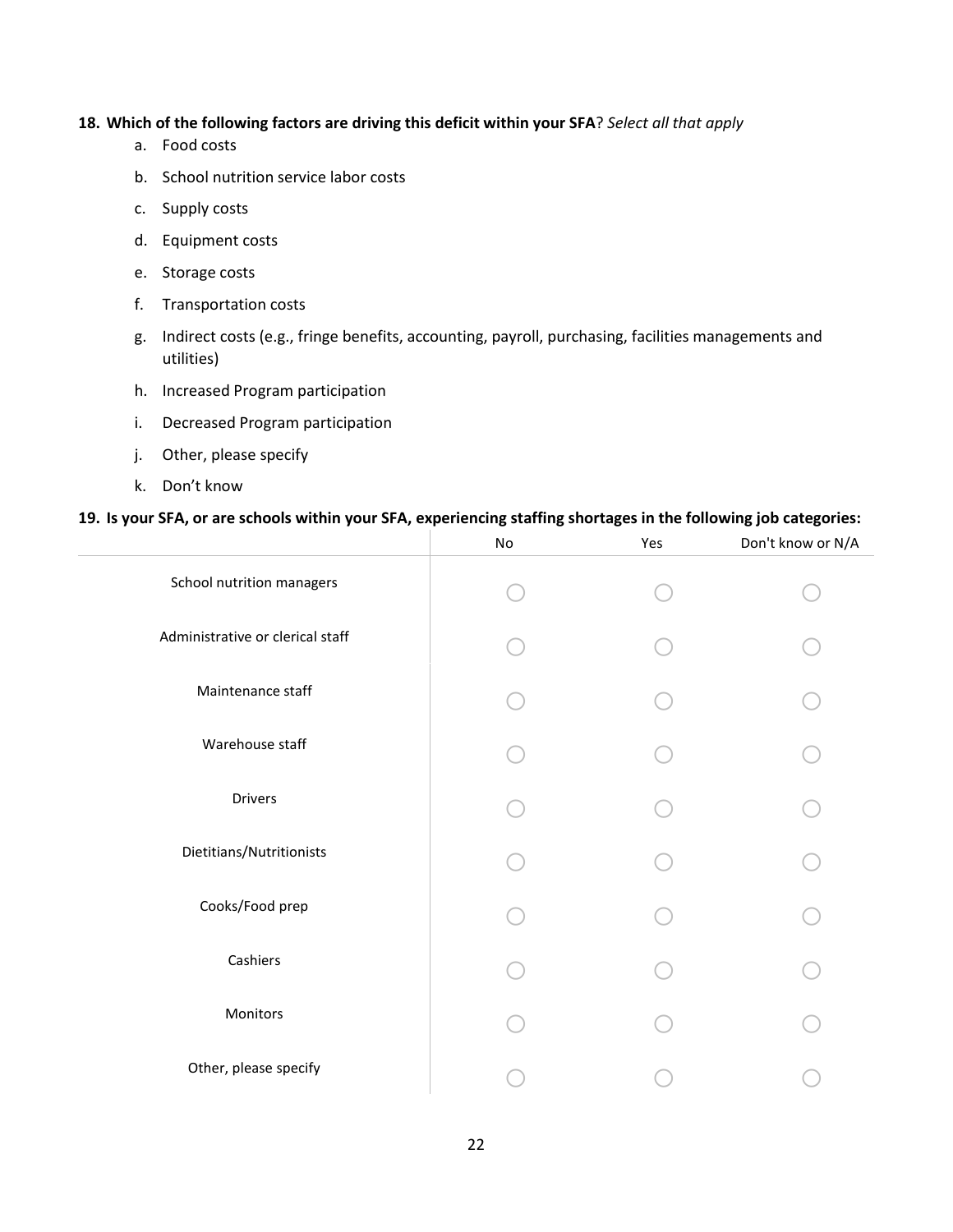**18. Which of the following factors are driving this deficit within your SFA**? *Select all that apply*

a. Food costs
b. School nutrition service labor costs
c. Supply costs
d. Equipment costs
e. Storage costs
f. Transportation costs
g. Indirect costs (e.g., fringe benefits, accounting, payroll, purchasing, facilities managements and utilities)
h. Increased Program participation
i. Decreased Program participation
j. Other, please specify
k. Don't know

**19. Is your SFA, or are schools within your SFA, experiencing staffing shortages in the following job categories:**

| | No | Yes | Don't know or N/A |
|---|---|---|---|
| School nutrition managers | ◯ | ◯ | ◯ |
| Administrative or clerical staff | ◯ | ◯ | ◯ |
| Maintenance staff | ◯ | ◯ | ◯ |
| Warehouse staff | ◯ | ◯ | ◯ |
| Drivers | ◯ | ◯ | ◯ |
| Dietitians/Nutritionists | ◯ | ◯ | ◯ |
| Cooks/Food prep | ◯ | ◯ | ◯ |
| Cashiers | ◯ | ◯ | ◯ |
| Monitors | ◯ | ◯ | ◯ |
| Other, please specify | ◯ | ◯ | ◯ |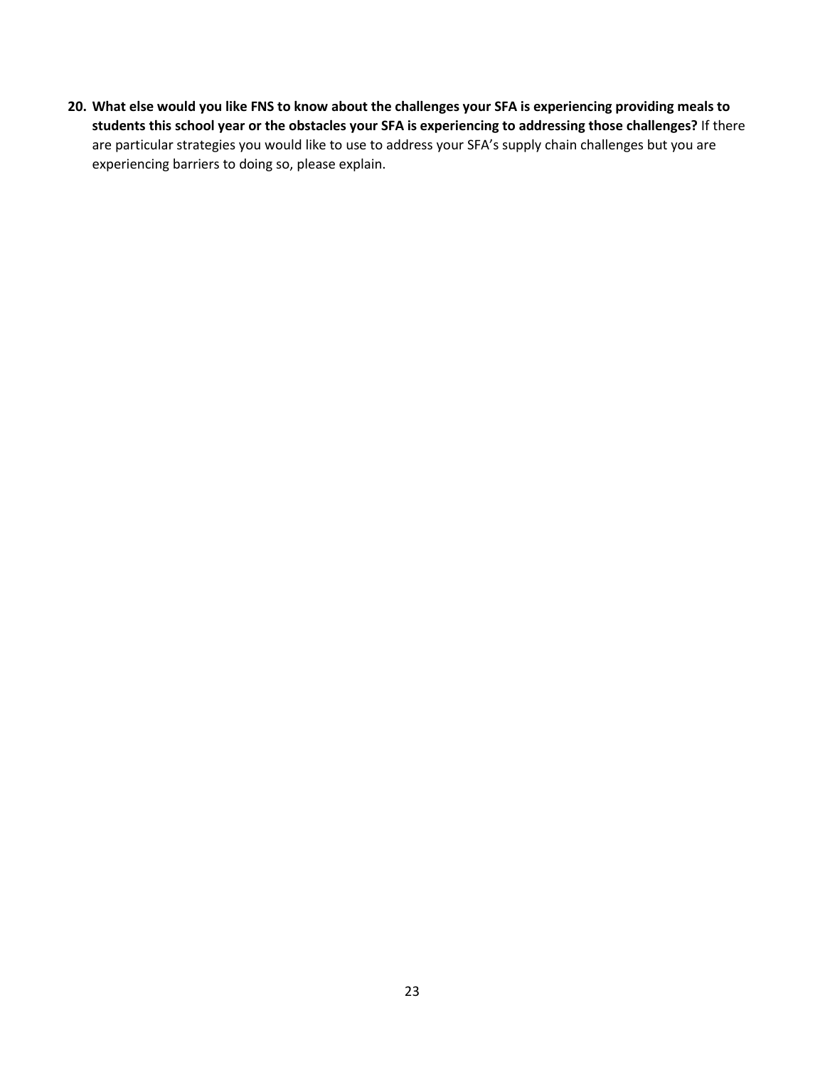20. **What else would you like FNS to know about the challenges your SFA is experiencing providing meals to students this school year or the obstacles your SFA is experiencing to addressing those challenges?** If there are particular strategies you would like to use to address your SFA's supply chain challenges but you are experiencing barriers to doing so, please explain.